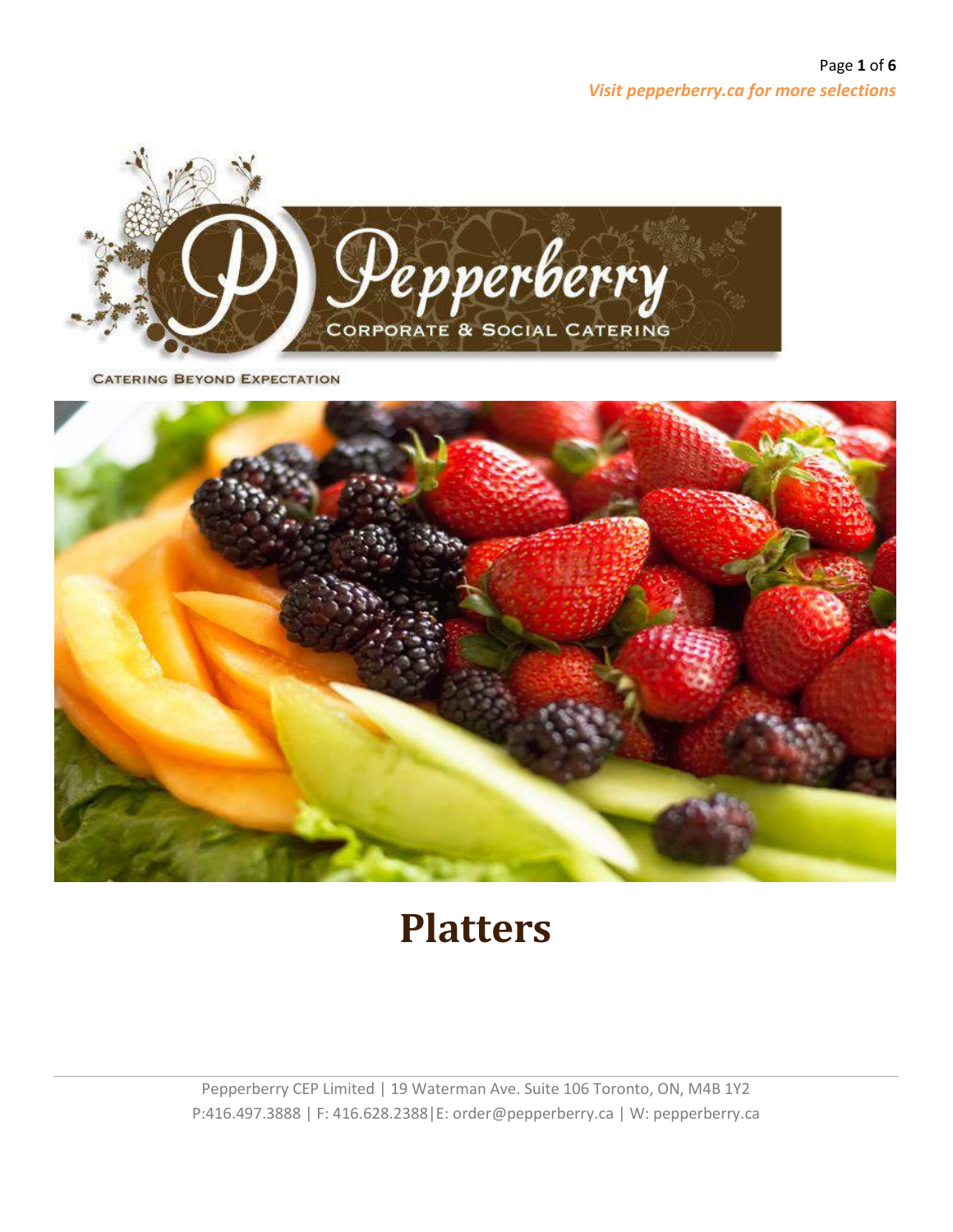*Visit pepperberry.ca for more selections*

Pepperberry

CORPORATE & SOCIAL CATERING

CATERING BEYOND EXPECTATION

# Platters

Pepperberry CEP Limited | 19 Waterman Ave. Suite 106 Toronto, ON, M4B 1Y2
P:416.497.3888 | F: 416.628.2388|E: order@pepperberry.ca | W: pepperberry.ca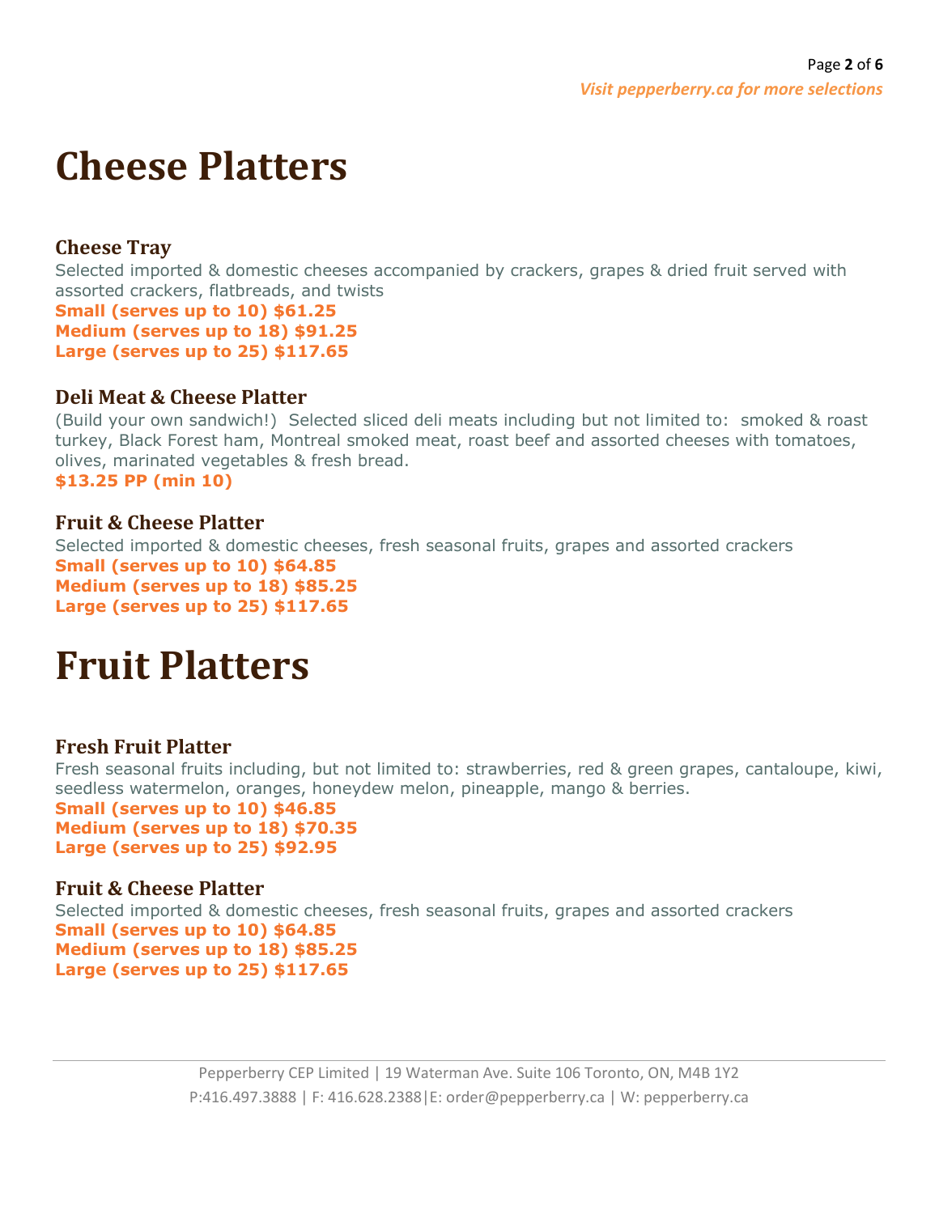# Cheese Platters

### Cheese Tray

Selected imported & domestic cheeses accompanied by crackers, grapes & dried fruit served with assorted crackers, flatbreads, and twists

**Small (serves up to 10) $61.25**
**Medium (serves up to 18) $91.25**
**Large (serves up to 25) $117.65**

### Deli Meat & Cheese Platter

(Build your own sandwich!) Selected sliced deli meats including but not limited to: smoked & roast turkey, Black Forest ham, Montreal smoked meat, roast beef and assorted cheeses with tomatoes, olives, marinated vegetables & fresh bread.

**$13.25 PP (min 10)**

### Fruit & Cheese Platter

Selected imported & domestic cheeses, fresh seasonal fruits, grapes and assorted crackers

**Small (serves up to 10) $64.85**
**Medium (serves up to 18) $85.25**
**Large (serves up to 25) $117.65**

# Fruit Platters

### Fresh Fruit Platter

Fresh seasonal fruits including, but not limited to: strawberries, red & green grapes, cantaloupe, kiwi, seedless watermelon, oranges, honeydew melon, pineapple, mango & berries.

**Small (serves up to 10) $46.85**
**Medium (serves up to 18) $70.35**
**Large (serves up to 25) $92.95**

### Fruit & Cheese Platter

Selected imported & domestic cheeses, fresh seasonal fruits, grapes and assorted crackers

**Small (serves up to 10) $64.85**
**Medium (serves up to 18) $85.25**
**Large (serves up to 25) $117.65**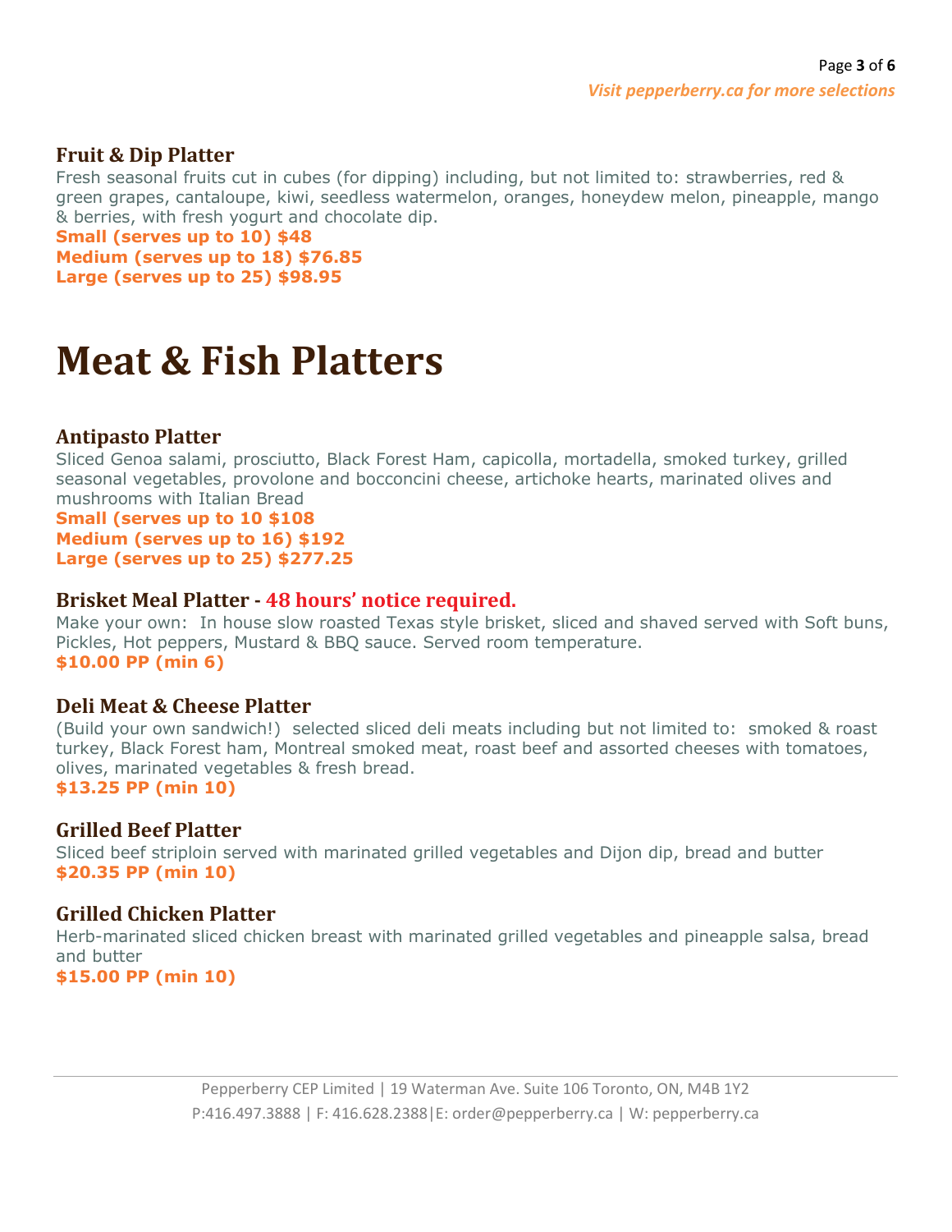### Fruit & Dip Platter

Fresh seasonal fruits cut in cubes (for dipping) including, but not limited to: strawberries, red & green grapes, cantaloupe, kiwi, seedless watermelon, oranges, honeydew melon, pineapple, mango & berries, with fresh yogurt and chocolate dip.

**Small (serves up to 10) $48**
**Medium (serves up to 18) $76.85**
**Large (serves up to 25) $98.95**

# Meat & Fish Platters

### Antipasto Platter

Sliced Genoa salami, prosciutto, Black Forest Ham, capicolla, mortadella, smoked turkey, grilled seasonal vegetables, provolone and bocconcini cheese, artichoke hearts, marinated olives and mushrooms with Italian Bread

**Small (serves up to 10 $108**
**Medium (serves up to 16) $192**
**Large (serves up to 25) $277.25**

### Brisket Meal Platter - 48 hours' notice required.

Make your own: In house slow roasted Texas style brisket, sliced and shaved served with Soft buns, Pickles, Hot peppers, Mustard & BBQ sauce. Served room temperature.

**$10.00 PP (min 6)**

### Deli Meat & Cheese Platter

(Build your own sandwich!) selected sliced deli meats including but not limited to: smoked & roast turkey, Black Forest ham, Montreal smoked meat, roast beef and assorted cheeses with tomatoes, olives, marinated vegetables & fresh bread.

**$13.25 PP (min 10)**

### Grilled Beef Platter

Sliced beef striploin served with marinated grilled vegetables and Dijon dip, bread and butter

**$20.35 PP (min 10)**

### Grilled Chicken Platter

Herb-marinated sliced chicken breast with marinated grilled vegetables and pineapple salsa, bread and butter

**$15.00 PP (min 10)**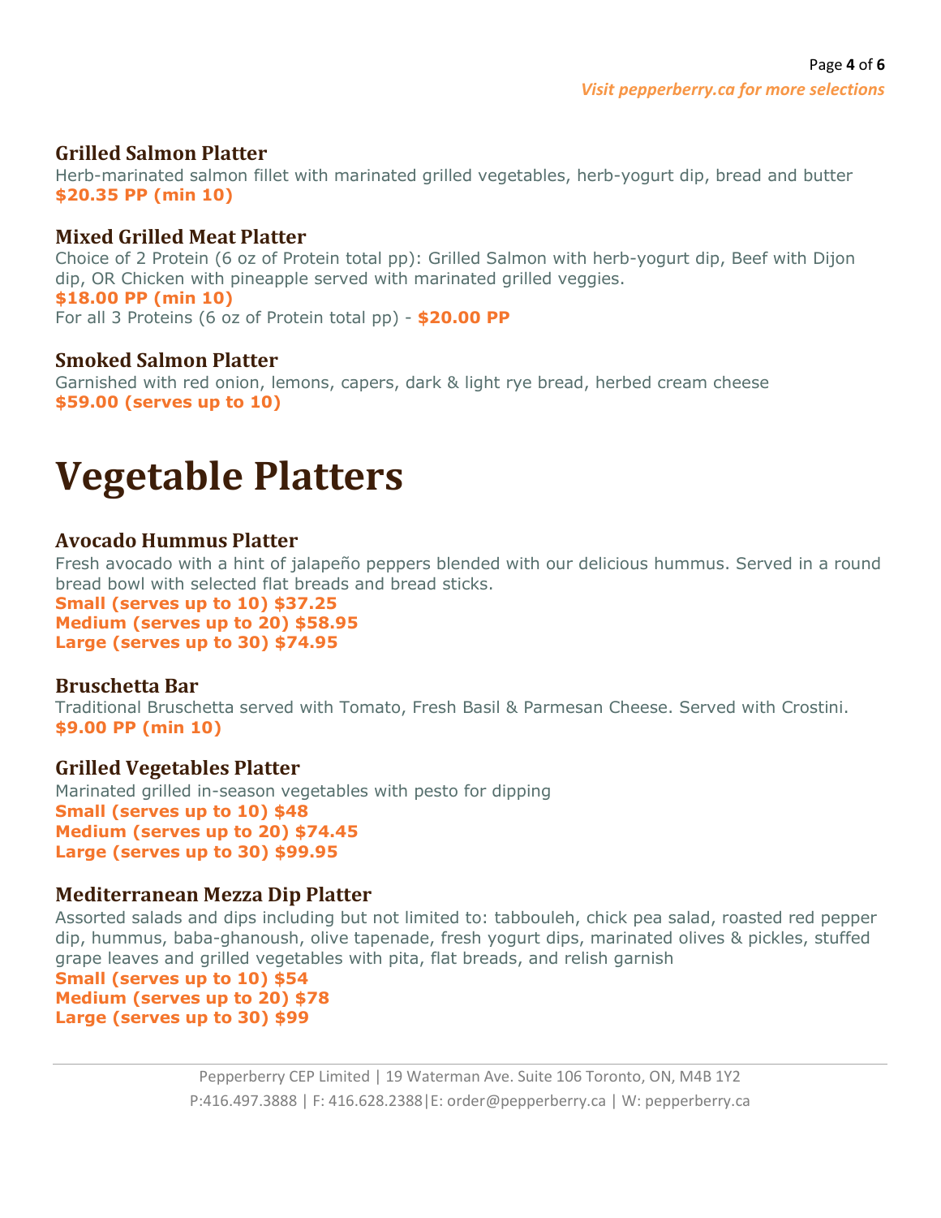### Grilled Salmon Platter

Herb-marinated salmon fillet with marinated grilled vegetables, herb-yogurt dip, bread and butter
**$20.35 PP (min 10)**

### Mixed Grilled Meat Platter

Choice of 2 Protein (6 oz of Protein total pp): Grilled Salmon with herb-yogurt dip, Beef with Dijon dip, OR Chicken with pineapple served with marinated grilled veggies.
**$18.00 PP (min 10)**
For all 3 Proteins (6 oz of Protein total pp) - **$20.00 PP**

### Smoked Salmon Platter

Garnished with red onion, lemons, capers, dark & light rye bread, herbed cream cheese
**$59.00 (serves up to 10)**

# Vegetable Platters

### Avocado Hummus Platter

Fresh avocado with a hint of jalapeño peppers blended with our delicious hummus. Served in a round bread bowl with selected flat breads and bread sticks.
**Small (serves up to 10) $37.25**
**Medium (serves up to 20) $58.95**
**Large (serves up to 30) $74.95**

### Bruschetta Bar

Traditional Bruschetta served with Tomato, Fresh Basil & Parmesan Cheese. Served with Crostini.
**$9.00 PP (min 10)**

### Grilled Vegetables Platter

Marinated grilled in-season vegetables with pesto for dipping
**Small (serves up to 10) $48**
**Medium (serves up to 20) $74.45**
**Large (serves up to 30) $99.95**

### Mediterranean Mezza Dip Platter

Assorted salads and dips including but not limited to: tabbouleh, chick pea salad, roasted red pepper dip, hummus, baba-ghanoush, olive tapenade, fresh yogurt dips, marinated olives & pickles, stuffed grape leaves and grilled vegetables with pita, flat breads, and relish garnish
**Small (serves up to 10) $54**
**Medium (serves up to 20) $78**
**Large (serves up to 30) $99**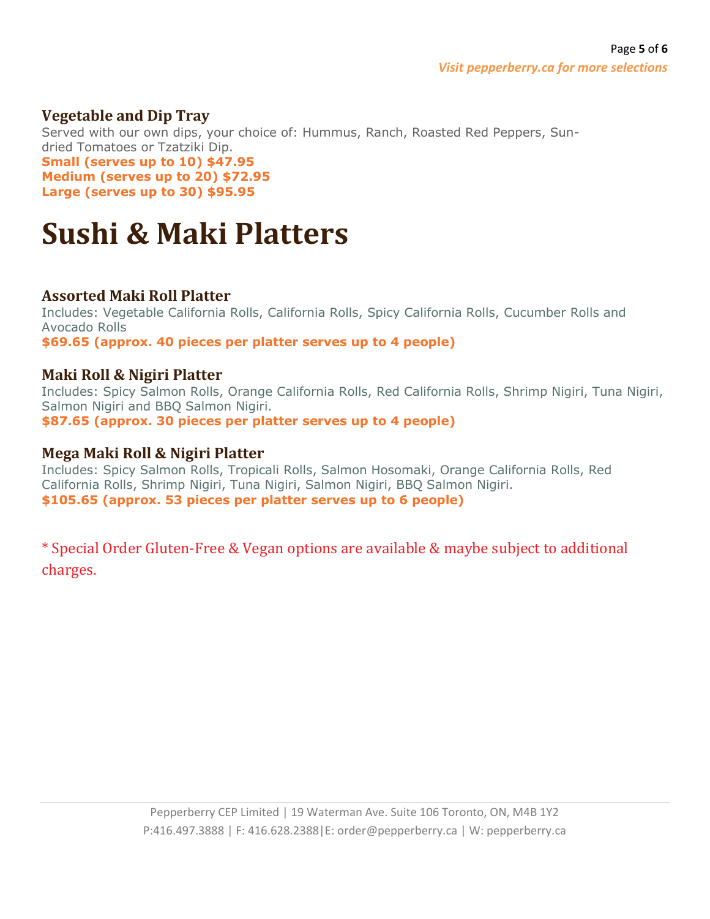### Vegetable and Dip Tray

Served with our own dips, your choice of: Hummus, Ranch, Roasted Red Peppers, Sun-dried Tomatoes or Tzatziki Dip.

**Small (serves up to 10) $47.95**
**Medium (serves up to 20) $72.95**
**Large (serves up to 30) $95.95**

# Sushi & Maki Platters

### Assorted Maki Roll Platter

Includes: Vegetable California Rolls, California Rolls, Spicy California Rolls, Cucumber Rolls and Avocado Rolls

**$69.65 (approx. 40 pieces per platter serves up to 4 people)**

### Maki Roll & Nigiri Platter

Includes: Spicy Salmon Rolls, Orange California Rolls, Red California Rolls, Shrimp Nigiri, Tuna Nigiri, Salmon Nigiri and BBQ Salmon Nigiri.

**$87.65 (approx. 30 pieces per platter serves up to 4 people)**

### Mega Maki Roll & Nigiri Platter

Includes: Spicy Salmon Rolls, Tropicali Rolls, Salmon Hosomaki, Orange California Rolls, Red California Rolls, Shrimp Nigiri, Tuna Nigiri, Salmon Nigiri, BBQ Salmon Nigiri.

**$105.65 (approx. 53 pieces per platter serves up to 6 people)**

* Special Order Gluten-Free & Vegan options are available & maybe subject to additional charges.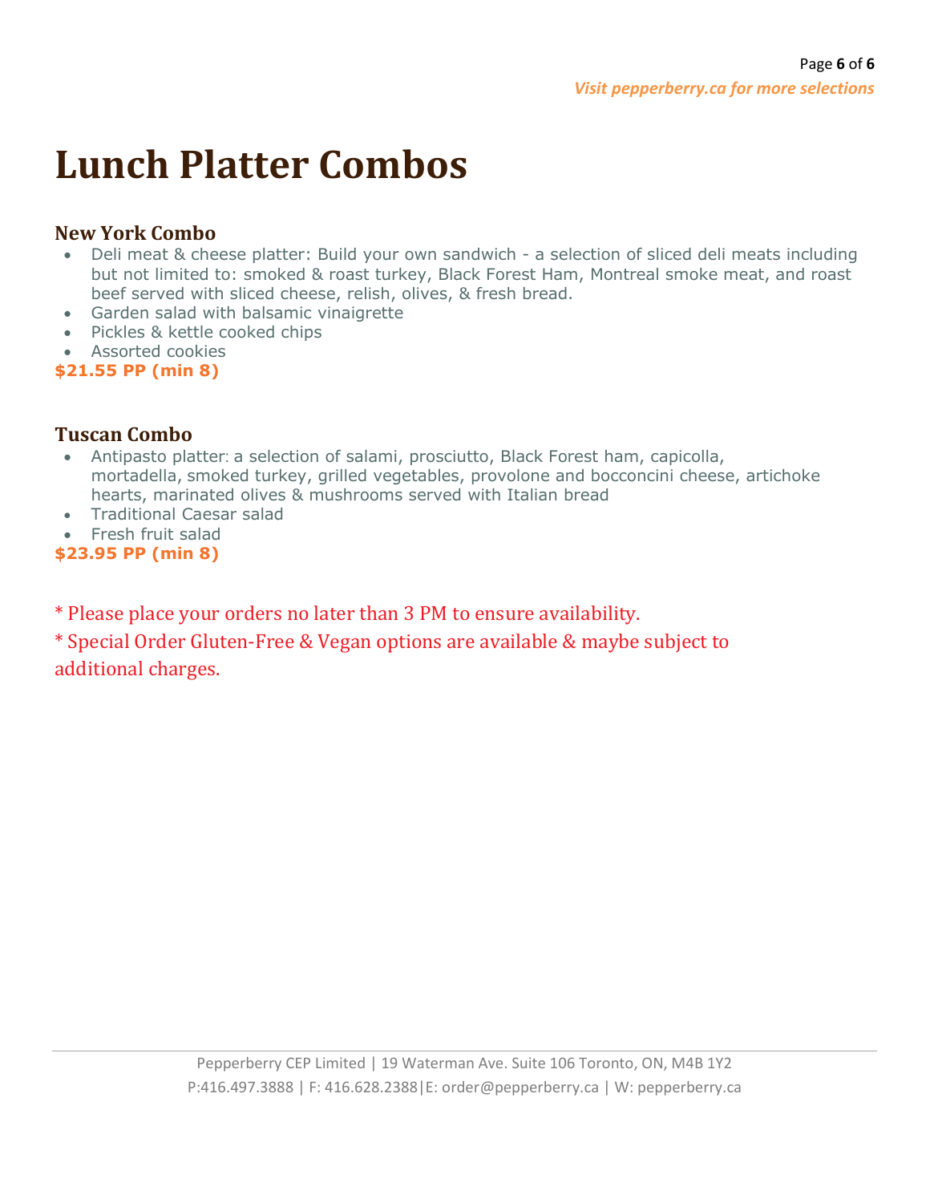# Lunch Platter Combos

### New York Combo

- Deli meat & cheese platter: Build your own sandwich - a selection of sliced deli meats including but not limited to: smoked & roast turkey, Black Forest Ham, Montreal smoke meat, and roast beef served with sliced cheese, relish, olives, & fresh bread.
- Garden salad with balsamic vinaigrette
- Pickles & kettle cooked chips
- Assorted cookies

**$21.55 PP (min 8)**

### Tuscan Combo

- Antipasto platter: a selection of salami, prosciutto, Black Forest ham, capicolla, mortadella, smoked turkey, grilled vegetables, provolone and bocconcini cheese, artichoke hearts, marinated olives & mushrooms served with Italian bread
- Traditional Caesar salad
- Fresh fruit salad

**$23.95 PP (min 8)**

* Please place your orders no later than 3 PM to ensure availability.

* Special Order Gluten-Free & Vegan options are available & maybe subject to additional charges.